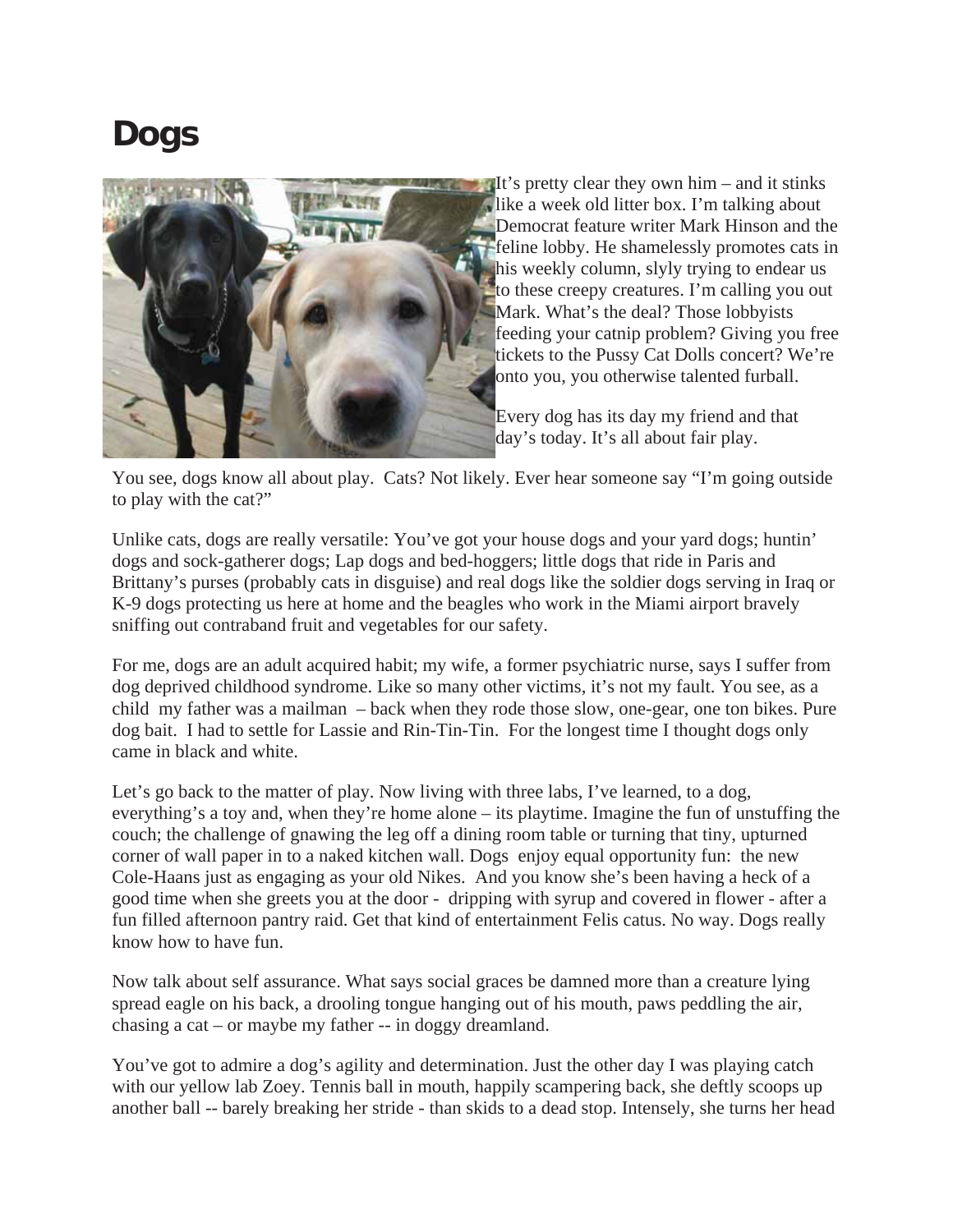# Dogs

It's pretty clear they own him – and it stinks like a week old litter box. I'm talking about Democrat feature writer Mark Hinson and the feline lobby. He shamelessly promotes cats in his weekly column, slyly trying to endear us to these creepy creatures. I'm calling you out Mark. What's the deal? Those lobbyists feeding your catnip problem? Giving you free tickets to the Pussy Cat Dolls concert? We're onto you, you otherwise talented furball.

Every dog has its day my friend and that day's today. It's all about fair play.

You see, dogs know all about play. Cats? Not likely. Ever hear someone say "I'm going outside to play with the cat?"

Unlike cats, dogs are really versatile: You've got your house dogs and your yard dogs; huntin' dogs and sock-gatherer dogs; Lap dogs and bed-hoggers; little dogs that ride in Paris and Brittany's purses (probably cats in disguise) and real dogs like the soldier dogs serving in Iraq or K-9 dogs protecting us here at home and the beagles who work in the Miami airport bravely sniffing out contraband fruit and vegetables for our safety.

For me, dogs are an adult acquired habit; my wife, a former psychiatric nurse, says I suffer from dog deprived childhood syndrome. Like so many other victims, it's not my fault. You see, as a child my father was a mailman – back when they rode those slow, one-gear, one ton bikes. Pure dog bait. I had to settle for Lassie and Rin-Tin-Tin. For the longest time I thought dogs only came in black and white.

Let's go back to the matter of play. Now living with three labs, I've learned, to a dog, everything's a toy and, when they're home alone – its playtime. Imagine the fun of unstuffing the couch; the challenge of gnawing the leg off a dining room table or turning that tiny, upturned corner of wall paper in to a naked kitchen wall. Dogs enjoy equal opportunity fun: the new Cole-Haans just as engaging as your old Nikes. And you know she's been having a heck of a good time when she greets you at the door - dripping with syrup and covered in flower - after a fun filled afternoon pantry raid. Get that kind of entertainment Felis catus. No way. Dogs really know how to have fun.

Now talk about self assurance. What says social graces be damned more than a creature lying spread eagle on his back, a drooling tongue hanging out of his mouth, paws peddling the air, chasing a cat – or maybe my father -- in doggy dreamland.

You've got to admire a dog's agility and determination. Just the other day I was playing catch with our yellow lab Zoey. Tennis ball in mouth, happily scampering back, she deftly scoops up another ball -- barely breaking her stride - than skids to a dead stop. Intensely, she turns her head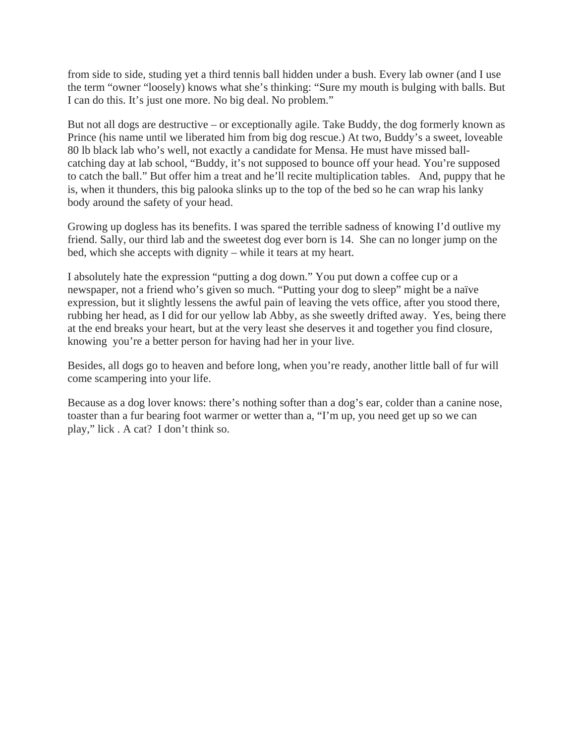from side to side, studing yet a third tennis ball hidden under a bush. Every lab owner (and I use the term "owner "loosely) knows what she's thinking: "Sure my mouth is bulging with balls. But I can do this. It's just one more. No big deal. No problem."

But not all dogs are destructive – or exceptionally agile. Take Buddy, the dog formerly known as Prince (his name until we liberated him from big dog rescue.) At two, Buddy's a sweet, loveable 80 lb black lab who's well, not exactly a candidate for Mensa. He must have missed ball-catching day at lab school, "Buddy, it's not supposed to bounce off your head. You're supposed to catch the ball." But offer him a treat and he'll recite multiplication tables. And, puppy that he is, when it thunders, this big palooka slinks up to the top of the bed so he can wrap his lanky body around the safety of your head.

Growing up dogless has its benefits. I was spared the terrible sadness of knowing I'd outlive my friend. Sally, our third lab and the sweetest dog ever born is 14. She can no longer jump on the bed, which she accepts with dignity – while it tears at my heart.

I absolutely hate the expression "putting a dog down." You put down a coffee cup or a newspaper, not a friend who's given so much. "Putting your dog to sleep" might be a naïve expression, but it slightly lessens the awful pain of leaving the vets office, after you stood there, rubbing her head, as I did for our yellow lab Abby, as she sweetly drifted away. Yes, being there at the end breaks your heart, but at the very least she deserves it and together you find closure, knowing you're a better person for having had her in your live.

Besides, all dogs go to heaven and before long, when you're ready, another little ball of fur will come scampering into your life.

Because as a dog lover knows: there's nothing softer than a dog's ear, colder than a canine nose, toaster than a fur bearing foot warmer or wetter than a, "I'm up, you need get up so we can play," lick . A cat? I don't think so.